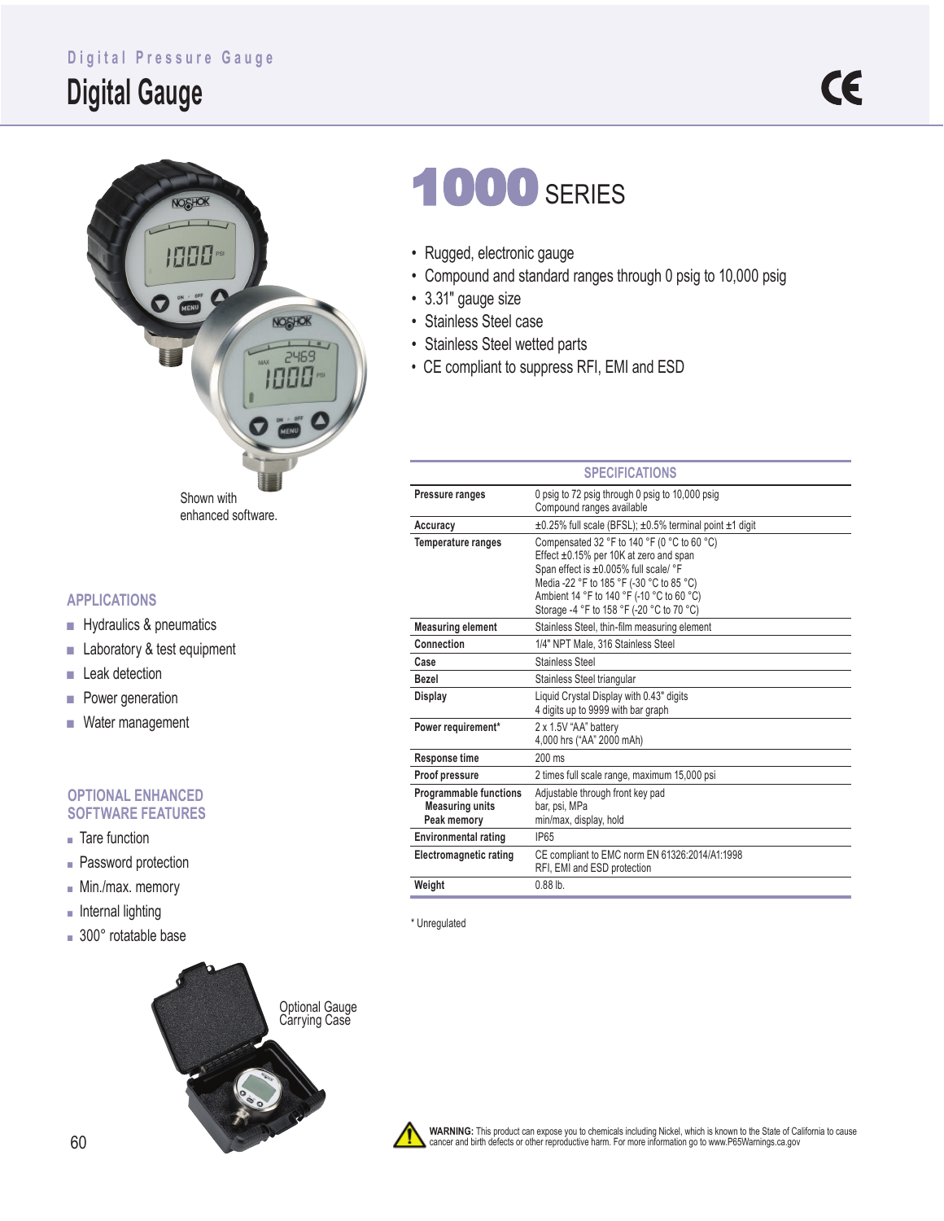Digital Pressure Gauge

# Digital Gauge

# 1000 SERIES

- Rugged, electronic gauge
- Compound and standard ranges through 0 psig to 10,000 psig
- 3.31" gauge size
- Stainless Steel case
- Stainless Steel wetted parts
- CE compliant to suppress RFI, EMI and ESD

Shown with enhanced software.

## APPLICATIONS

- Hydraulics & pneumatics
- Laboratory & test equipment
- Leak detection
- Power generation
- Water management

## OPTIONAL ENHANCED SOFTWARE FEATURES

- Tare function
- Password protection
- Min./max. memory
- Internal lighting
- 300° rotatable base

Optional Gauge Carrying Case

## SPECIFICATIONS

| | |
|---|---|
| **Pressure ranges** | 0 psig to 72 psig through 0 psig to 10,000 psig<br>Compound ranges available |
| **Accuracy** | ±0.25% full scale (BFSL); ±0.5% terminal point ±1 digit |
| **Temperature ranges** | Compensated 32 °F to 140 °F (0 °C to 60 °C)<br>Effect ±0.15% per 10K at zero and span<br>Span effect is ±0.005% full scale/ °F<br>Media -22 °F to 185 °F (-30 °C to 85 °C)<br>Ambient 14 °F to 140 °F (-10 °C to 60 °C)<br>Storage -4 °F to 158 °F (-20 °C to 70 °C) |
| **Measuring element** | Stainless Steel, thin-film measuring element |
| **Connection** | 1/4" NPT Male, 316 Stainless Steel |
| **Case** | Stainless Steel |
| **Bezel** | Stainless Steel triangular |
| **Display** | Liquid Crystal Display with 0.43" digits<br>4 digits up to 9999 with bar graph |
| **Power requirement*** | 2 x 1.5V "AA" battery<br>4,000 hrs ("AA" 2000 mAh) |
| **Response time** | 200 ms |
| **Proof pressure** | 2 times full scale range, maximum 15,000 psi |
| **Programmable functions**<br>**Measuring units**<br>**Peak memory** | Adjustable through front key pad<br>bar, psi, MPa<br>min/max, display, hold |
| **Environmental rating** | IP65 |
| **Electromagnetic rating** | CE compliant to EMC norm EN 61326:2014/A1:1998<br>RFI, EMI and ESD protection |
| **Weight** | 0.88 lb. |

\* Unregulated

**WARNING:** This product can expose you to chemicals including Nickel, which is known to the State of California to cause cancer and birth defects or other reproductive harm. For more information go to www.P65Warnings.ca.gov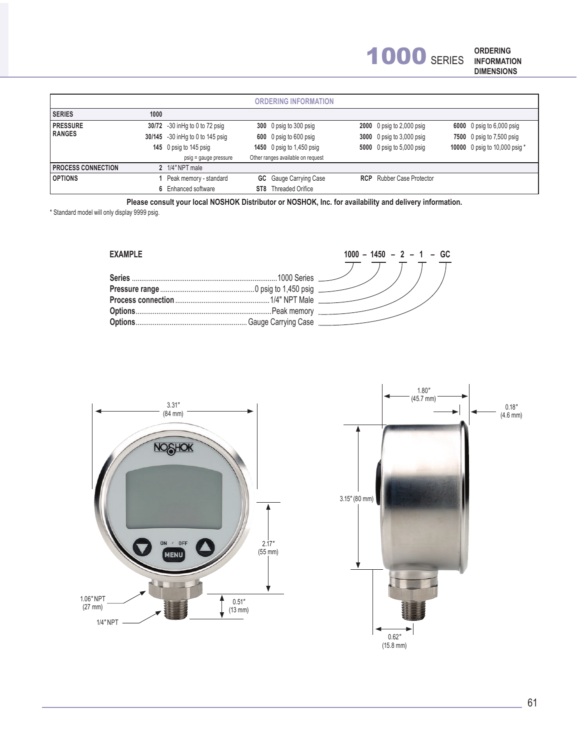# 1000 SERIES

**ORDERING INFORMATION DIMENSIONS**

## ORDERING INFORMATION

| | | | | |
|---|---|---|---|---|
| **SERIES** | **1000** | | | |
| **PRESSURE RANGES** | **30/72** -30 inHg to 0 to 72 psig | **300** 0 psig to 300 psig | **2000** 0 psig to 2,000 psig | **6000** 0 psig to 6,000 psig |
| | **30/145** -30 inHg to 0 to 145 psig | **600** 0 psig to 600 psig | **3000** 0 psig to 3,000 psig | **7500** 0 psig to 7,500 psig |
| | **145** 0 psig to 145 psig | **1450** 0 psig to 1,450 psig | **5000** 0 psig to 5,000 psig | **10000** 0 psig to 10,000 psig * |
| | psig = gauge pressure | Other ranges available on request | | |
| **PROCESS CONNECTION** | **2** 1/4" NPT male | | | |
| **OPTIONS** | **1** Peak memory - standard | **GC** Gauge Carrying Case | **RCP** Rubber Case Protector | |
| | **6** Enhanced software | **ST8** Threaded Orifice | | |

**Please consult your local NOSHOK Distributor or NOSHOK, Inc. for availability and delivery information.**

* Standard model will only display 9999 psig.

## EXAMPLE

**1000 – 1450 – 2 – 1 – GC**

- **Series** ........ 1000 Series
- **Pressure range** ........ 0 psig to 1,450 psig
- **Process connection** ........ 1/4" NPT Male
- **Options** ........ Peak memory
- **Options** ........ Gauge Carrying Case

3.31" (84 mm)

2.17" (55 mm)

1.06" NPT (27 mm)

1/4" NPT

0.51" (13 mm)

1.80" (45.7 mm)

0.18" (4.6 mm)

3.15" (80 mm)

0.62" (15.8 mm)